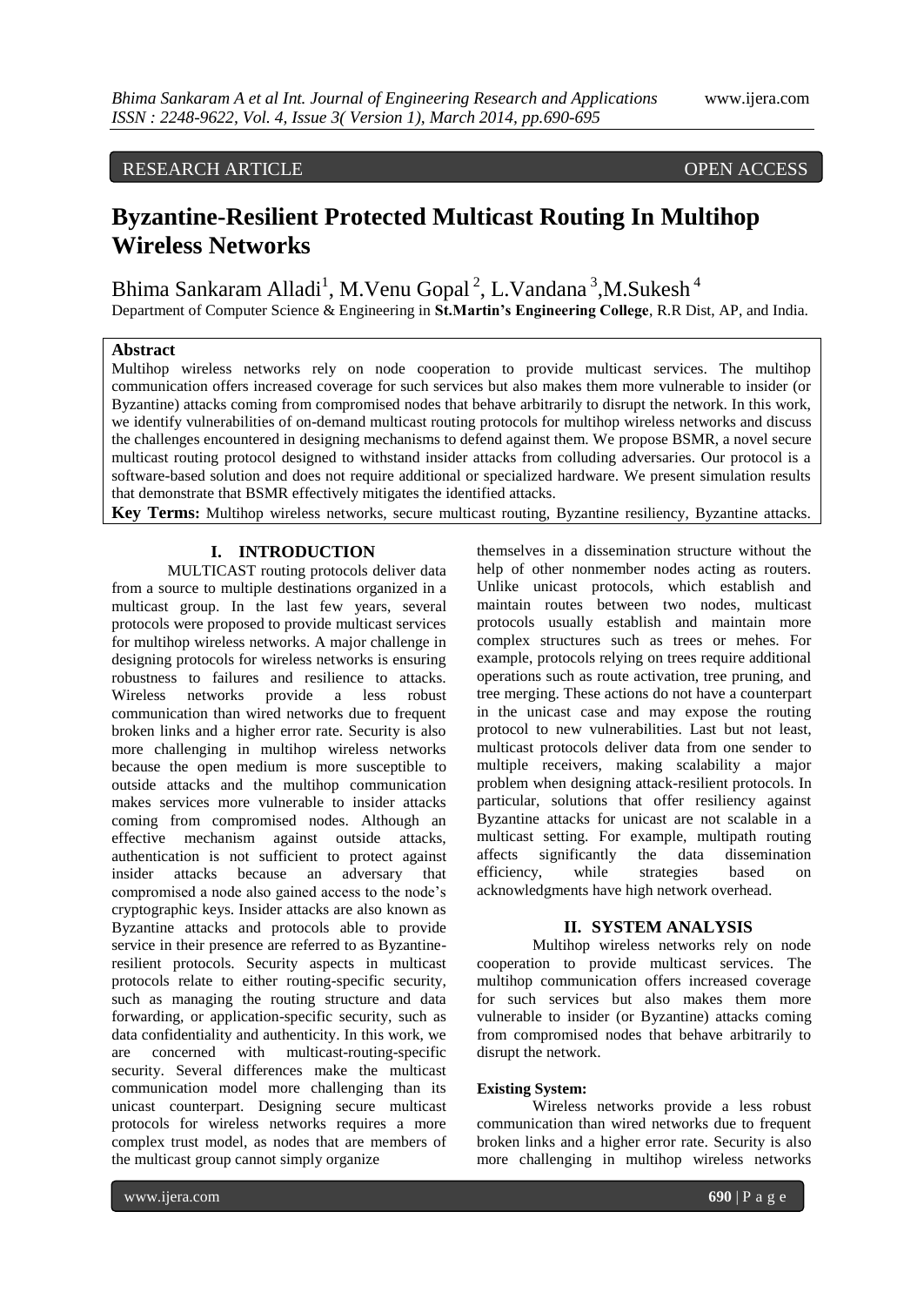RESEARCH ARTICLE OPEN ACCESS

# Byzantine-Resilient Protected Multicast Routing In Multihop Wireless Networks

Bhima Sankaram Alladi[1], M.Venu Gopal[2], L.Vandana[3], M.Sukesh[4]

Department of Computer Science & Engineering in **St.Martin's Engineering College**, R.R Dist, AP, and India.

**Abstract**

Multihop wireless networks rely on node cooperation to provide multicast services. The multihop communication offers increased coverage for such services but also makes them more vulnerable to insider (or Byzantine) attacks coming from compromised nodes that behave arbitrarily to disrupt the network. In this work, we identify vulnerabilities of on-demand multicast routing protocols for multihop wireless networks and discuss the challenges encountered in designing mechanisms to defend against them. We propose BSMR, a novel secure multicast routing protocol designed to withstand insider attacks from colluding adversaries. Our protocol is a software-based solution and does not require additional or specialized hardware. We present simulation results that demonstrate that BSMR effectively mitigates the identified attacks.

**Key Terms:** Multihop wireless networks, secure multicast routing, Byzantine resiliency, Byzantine attacks.

## I. INTRODUCTION

MULTICAST routing protocols deliver data from a source to multiple destinations organized in a multicast group. In the last few years, several protocols were proposed to provide multicast services for multihop wireless networks. A major challenge in designing protocols for wireless networks is ensuring robustness to failures and resilience to attacks. Wireless networks provide a less robust communication than wired networks due to frequent broken links and a higher error rate. Security is also more challenging in multihop wireless networks because the open medium is more susceptible to outside attacks and the multihop communication makes services more vulnerable to insider attacks coming from compromised nodes. Although an effective mechanism against outside attacks, authentication is not sufficient to protect against insider attacks because an adversary that compromised a node also gained access to the node's cryptographic keys. Insider attacks are also known as Byzantine attacks and protocols able to provide service in their presence are referred to as Byzantine-resilient protocols. Security aspects in multicast protocols relate to either routing-specific security, such as managing the routing structure and data forwarding, or application-specific security, such as data confidentiality and authenticity. In this work, we are concerned with multicast-routing-specific security. Several differences make the multicast communication model more challenging than its unicast counterpart. Designing secure multicast protocols for wireless networks requires a more complex trust model, as nodes that are members of the multicast group cannot simply organize themselves in a dissemination structure without the help of other nonmember nodes acting as routers. Unlike unicast protocols, which establish and maintain routes between two nodes, multicast protocols usually establish and maintain more complex structures such as trees or mehes. For example, protocols relying on trees require additional operations such as route activation, tree pruning, and tree merging. These actions do not have a counterpart in the unicast case and may expose the routing protocol to new vulnerabilities. Last but not least, multicast protocols deliver data from one sender to multiple receivers, making scalability a major problem when designing attack-resilient protocols. In particular, solutions that offer resiliency against Byzantine attacks for unicast are not scalable in a multicast setting. For example, multipath routing affects significantly the data dissemination efficiency, while strategies based on acknowledgments have high network overhead.

## II. SYSTEM ANALYSIS

Multihop wireless networks rely on node cooperation to provide multicast services. The multihop communication offers increased coverage for such services but also makes them more vulnerable to insider (or Byzantine) attacks coming from compromised nodes that behave arbitrarily to disrupt the network.

**Existing System:**

Wireless networks provide a less robust communication than wired networks due to frequent broken links and a higher error rate. Security is also more challenging in multihop wireless networks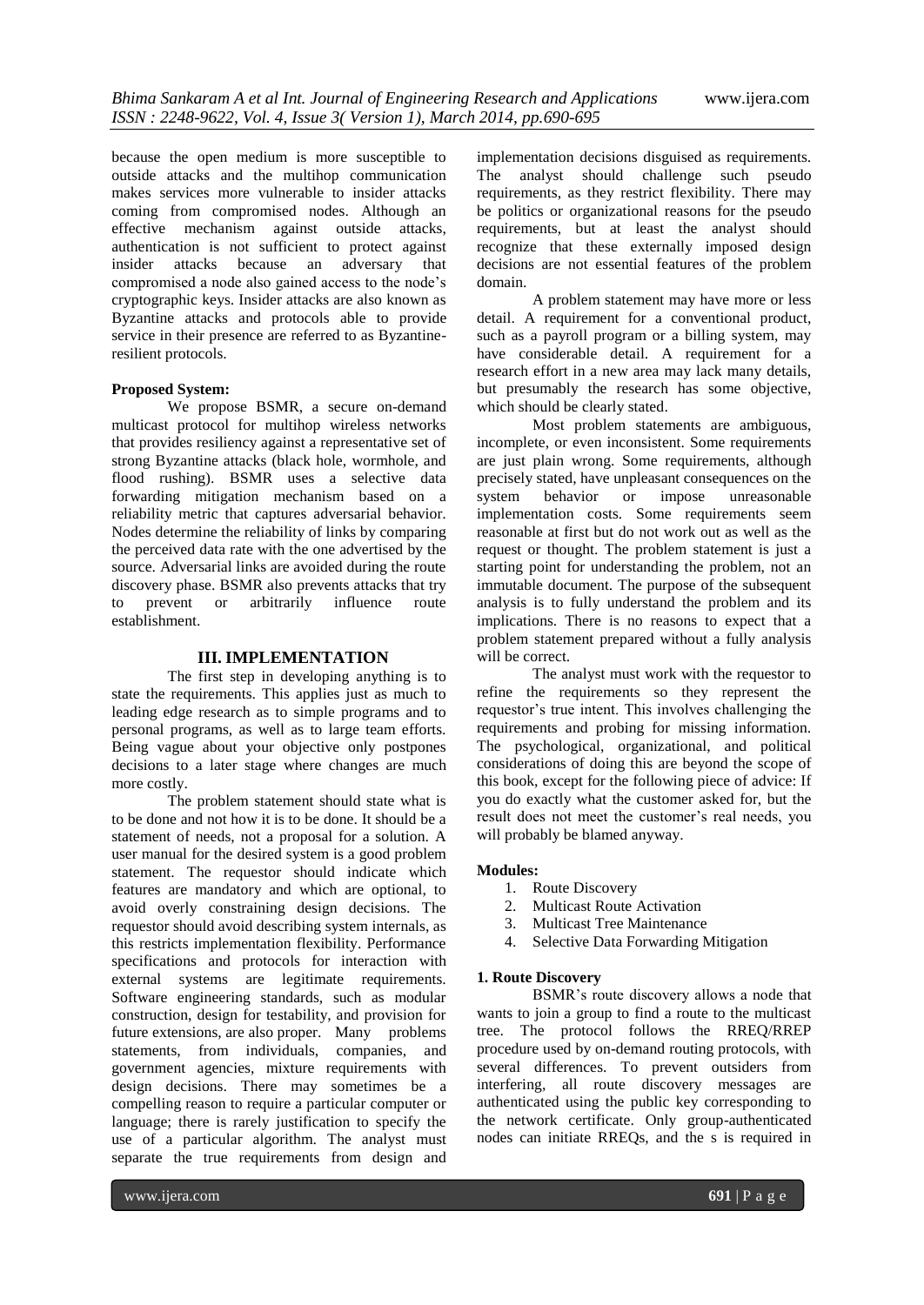because the open medium is more susceptible to outside attacks and the multihop communication makes services more vulnerable to insider attacks coming from compromised nodes. Although an effective mechanism against outside attacks, authentication is not sufficient to protect against insider attacks because an adversary that compromised a node also gained access to the node's cryptographic keys. Insider attacks are also known as Byzantine attacks and protocols able to provide service in their presence are referred to as Byzantine-resilient protocols.

**Proposed System:**

We propose BSMR, a secure on-demand multicast protocol for multihop wireless networks that provides resiliency against a representative set of strong Byzantine attacks (black hole, wormhole, and flood rushing). BSMR uses a selective data forwarding mitigation mechanism based on a reliability metric that captures adversarial behavior. Nodes determine the reliability of links by comparing the perceived data rate with the one advertised by the source. Adversarial links are avoided during the route discovery phase. BSMR also prevents attacks that try to prevent or arbitrarily influence route establishment.

## III. IMPLEMENTATION

The first step in developing anything is to state the requirements. This applies just as much to leading edge research as to simple programs and to personal programs, as well as to large team efforts. Being vague about your objective only postpones decisions to a later stage where changes are much more costly.

The problem statement should state what is to be done and not how it is to be done. It should be a statement of needs, not a proposal for a solution. A user manual for the desired system is a good problem statement. The requestor should indicate which features are mandatory and which are optional, to avoid overly constraining design decisions. The requestor should avoid describing system internals, as this restricts implementation flexibility. Performance specifications and protocols for interaction with external systems are legitimate requirements. Software engineering standards, such as modular construction, design for testability, and provision for future extensions, are also proper. Many problems statements, from individuals, companies, and government agencies, mixture requirements with design decisions. There may sometimes be a compelling reason to require a particular computer or language; there is rarely justification to specify the use of a particular algorithm. The analyst must separate the true requirements from design and implementation decisions disguised as requirements. The analyst should challenge such pseudo requirements, as they restrict flexibility. There may be politics or organizational reasons for the pseudo requirements, but at least the analyst should recognize that these externally imposed design decisions are not essential features of the problem domain.

A problem statement may have more or less detail. A requirement for a conventional product, such as a payroll program or a billing system, may have considerable detail. A requirement for a research effort in a new area may lack many details, but presumably the research has some objective, which should be clearly stated.

Most problem statements are ambiguous, incomplete, or even inconsistent. Some requirements are just plain wrong. Some requirements, although precisely stated, have unpleasant consequences on the system behavior or impose unreasonable implementation costs. Some requirements seem reasonable at first but do not work out as well as the request or thought. The problem statement is just a starting point for understanding the problem, not an immutable document. The purpose of the subsequent analysis is to fully understand the problem and its implications. There is no reasons to expect that a problem statement prepared without a fully analysis will be correct.

The analyst must work with the requestor to refine the requirements so they represent the requestor's true intent. This involves challenging the requirements and probing for missing information. The psychological, organizational, and political considerations of doing this are beyond the scope of this book, except for the following piece of advice: If you do exactly what the customer asked for, but the result does not meet the customer's real needs, you will probably be blamed anyway.

**Modules:**

1. Route Discovery
2. Multicast Route Activation
3. Multicast Tree Maintenance
4. Selective Data Forwarding Mitigation

**1. Route Discovery**

BSMR's route discovery allows a node that wants to join a group to find a route to the multicast tree. The protocol follows the RREQ/RREP procedure used by on-demand routing protocols, with several differences. To prevent outsiders from interfering, all route discovery messages are authenticated using the public key corresponding to the network certificate. Only group-authenticated nodes can initiate RREQs, and the s is required in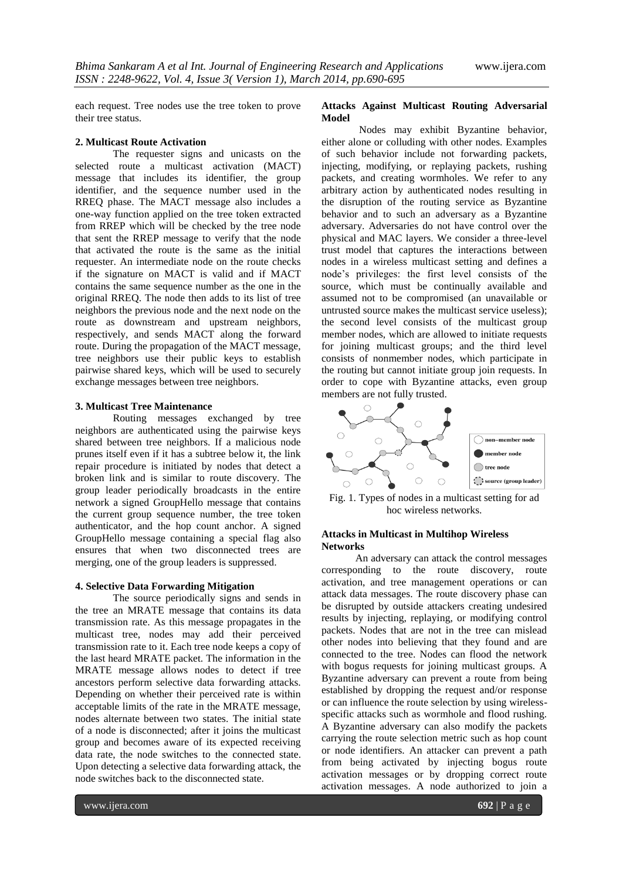each request. Tree nodes use the tree token to prove their tree status.

**2. Multicast Route Activation**

The requester signs and unicasts on the selected route a multicast activation (MACT) message that includes its identifier, the group identifier, and the sequence number used in the RREQ phase. The MACT message also includes a one-way function applied on the tree token extracted from RREP which will be checked by the tree node that sent the RREP message to verify that the node that activated the route is the same as the initial requester. An intermediate node on the route checks if the signature on MACT is valid and if MACT contains the same sequence number as the one in the original RREQ. The node then adds to its list of tree neighbors the previous node and the next node on the route as downstream and upstream neighbors, respectively, and sends MACT along the forward route. During the propagation of the MACT message, tree neighbors use their public keys to establish pairwise shared keys, which will be used to securely exchange messages between tree neighbors.

**3. Multicast Tree Maintenance**

Routing messages exchanged by tree neighbors are authenticated using the pairwise keys shared between tree neighbors. If a malicious node prunes itself even if it has a subtree below it, the link repair procedure is initiated by nodes that detect a broken link and is similar to route discovery. The group leader periodically broadcasts in the entire network a signed GroupHello message that contains the current group sequence number, the tree token authenticator, and the hop count anchor. A signed GroupHello message containing a special flag also ensures that when two disconnected trees are merging, one of the group leaders is suppressed.

**4. Selective Data Forwarding Mitigation**

The source periodically signs and sends in the tree an MRATE message that contains its data transmission rate. As this message propagates in the multicast tree, nodes may add their perceived transmission rate to it. Each tree node keeps a copy of the last heard MRATE packet. The information in the MRATE message allows nodes to detect if tree ancestors perform selective data forwarding attacks. Depending on whether their perceived rate is within acceptable limits of the rate in the MRATE message, nodes alternate between two states. The initial state of a node is disconnected; after it joins the multicast group and becomes aware of its expected receiving data rate, the node switches to the connected state. Upon detecting a selective data forwarding attack, the node switches back to the disconnected state.

**Attacks Against Multicast Routing Adversarial Model**

Nodes may exhibit Byzantine behavior, either alone or colluding with other nodes. Examples of such behavior include not forwarding packets, injecting, modifying, or replaying packets, rushing packets, and creating wormholes. We refer to any arbitrary action by authenticated nodes resulting in the disruption of the routing service as Byzantine behavior and to such an adversary as a Byzantine adversary. Adversaries do not have control over the physical and MAC layers. We consider a three-level trust model that captures the interactions between nodes in a wireless multicast setting and defines a node's privileges: the first level consists of the source, which must be continually available and assumed not to be compromised (an unavailable or untrusted source makes the multicast service useless); the second level consists of the multicast group member nodes, which are allowed to initiate requests for joining multicast groups; and the third level consists of nonmember nodes, which participate in the routing but cannot initiate group join requests. In order to cope with Byzantine attacks, even group members are not fully trusted.

Fig. 1. Types of nodes in a multicast setting for ad hoc wireless networks.

**Attacks in Multicast in Multihop Wireless Networks**

An adversary can attack the control messages corresponding to the route discovery, route activation, and tree management operations or can attack data messages. The route discovery phase can be disrupted by outside attackers creating undesired results by injecting, replaying, or modifying control packets. Nodes that are not in the tree can mislead other nodes into believing that they found and are connected to the tree. Nodes can flood the network with bogus requests for joining multicast groups. A Byzantine adversary can prevent a route from being established by dropping the request and/or response or can influence the route selection by using wireless-specific attacks such as wormhole and flood rushing. A Byzantine adversary can also modify the packets carrying the route selection metric such as hop count or node identifiers. An attacker can prevent a path from being activated by injecting bogus route activation messages or by dropping correct route activation messages. A node authorized to join a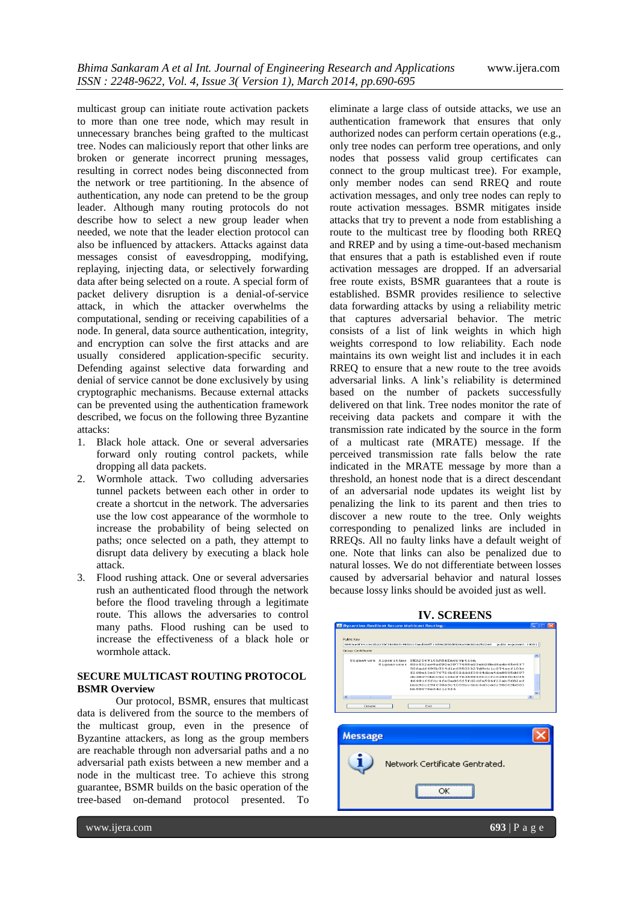multicast group can initiate route activation packets to more than one tree node, which may result in unnecessary branches being grafted to the multicast tree. Nodes can maliciously report that other links are broken or generate incorrect pruning messages, resulting in correct nodes being disconnected from the network or tree partitioning. In the absence of authentication, any node can pretend to be the group leader. Although many routing protocols do not describe how to select a new group leader when needed, we note that the leader election protocol can also be influenced by attackers. Attacks against data messages consist of eavesdropping, modifying, replaying, injecting data, or selectively forwarding data after being selected on a route. A special form of packet delivery disruption is a denial-of-service attack, in which the attacker overwhelms the computational, sending or receiving capabilities of a node. In general, data source authentication, integrity, and encryption can solve the first attacks and are usually considered application-specific security. Defending against selective data forwarding and denial of service cannot be done exclusively by using cryptographic mechanisms. Because external attacks can be prevented using the authentication framework described, we focus on the following three Byzantine attacks:

1. Black hole attack. One or several adversaries forward only routing control packets, while dropping all data packets.
2. Wormhole attack. Two colluding adversaries tunnel packets between each other in order to create a shortcut in the network. The adversaries use the low cost appearance of the wormhole to increase the probability of being selected on paths; once selected on a path, they attempt to disrupt data delivery by executing a black hole attack.
3. Flood rushing attack. One or several adversaries rush an authenticated flood through the network before the flood traveling through a legitimate route. This allows the adversaries to control many paths. Flood rushing can be used to increase the effectiveness of a black hole or wormhole attack.

## SECURE MULTICAST ROUTING PROTOCOL

### BSMR Overview

Our protocol, BSMR, ensures that multicast data is delivered from the source to the members of the multicast group, even in the presence of Byzantine attackers, as long as the group members are reachable through non adversarial paths and a no adversarial path exists between a new member and a node in the multicast tree. To achieve this strong guarantee, BSMR builds on the basic operation of the tree-based on-demand protocol presented. To eliminate a large class of outside attacks, we use an authentication framework that ensures that only authorized nodes can perform certain operations (e.g., only tree nodes can perform tree operations, and only nodes that possess valid group certificates can connect to the group multicast tree). For example, only member nodes can send RREQ and route activation messages, and only tree nodes can reply to route activation messages. BSMR mitigates inside attacks that try to prevent a node from establishing a route to the multicast tree by flooding both RREQ and RREP and by using a time-out-based mechanism that ensures that a path is established even if route activation messages are dropped. If an adversarial free route exists, BSMR guarantees that a route is established. BSMR provides resilience to selective data forwarding attacks by using a reliability metric that captures adversarial behavior. The metric consists of a list of link weights in which high weights correspond to low reliability. Each node maintains its own weight list and includes it in each RREQ to ensure that a new route to the tree avoids adversarial links. A link's reliability is determined based on the number of packets successfully delivered on that link. Tree nodes monitor the rate of receiving data packets and compare it with the transmission rate indicated by the source in the form of a multicast rate (MRATE) message. If the perceived transmission rate falls below the rate indicated in the MRATE message by more than a threshold, an honest node that is a direct descendant of an adversarial node updates its weight list by penalizing the link to its parent and then tries to discover a new route to the tree. Only weights corresponding to penalized links are included in RREQs. All no faulty links have a default weight of one. Note that links can also be penalized due to natural losses. We do not differentiate between losses caused by adversarial behavior and natural losses because lossy links should be avoided just as well.

## IV. SCREENS

Byzantine Resilient Secure Multicast Routing

Public Key

Group Certificate

Signature Algorithm: SHA256WithRSAEncryption

Create    Exit

Message

Network Certificate Gentrated.

OK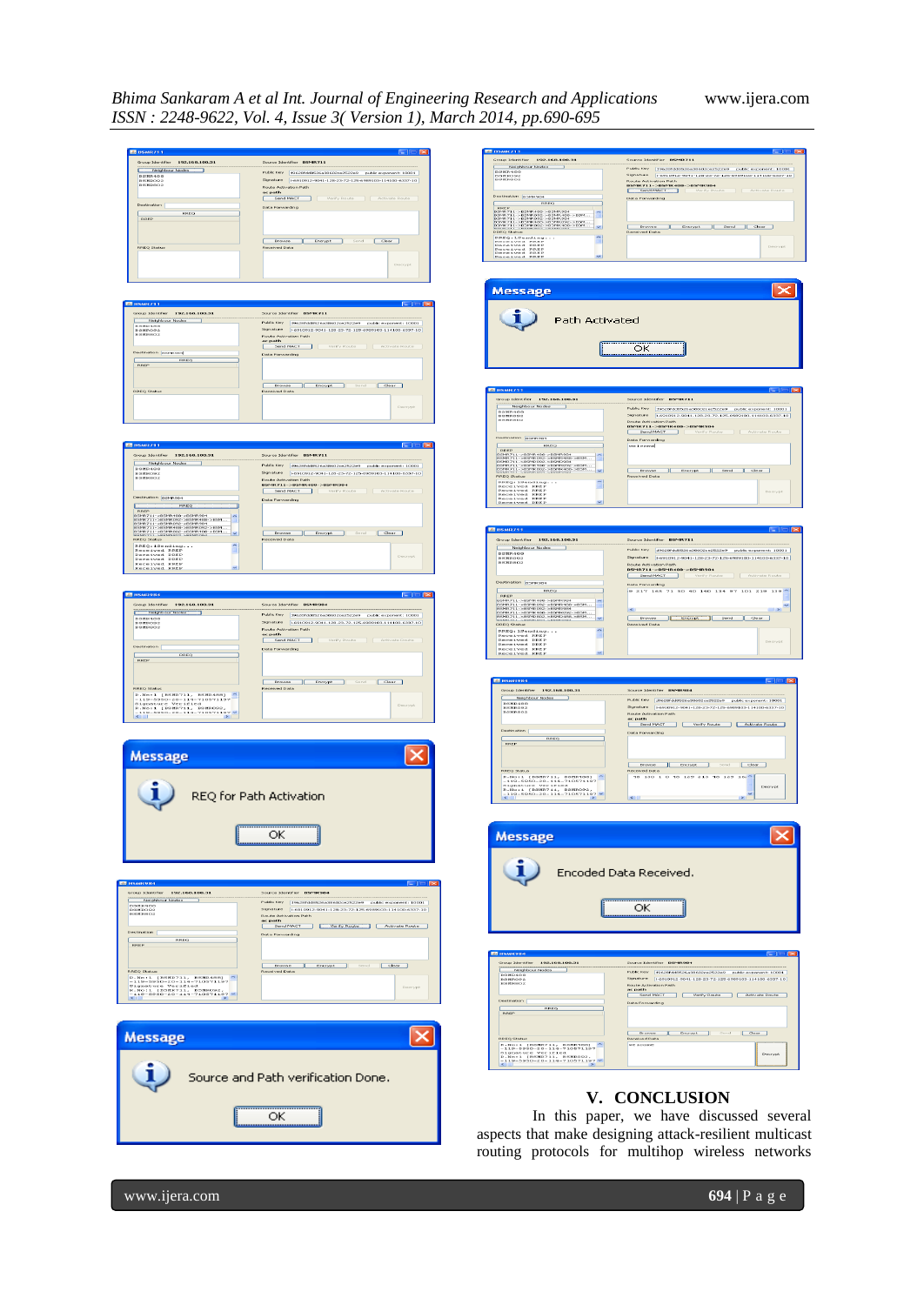## V. CONCLUSION

In this paper, we have discussed several aspects that make designing attack-resilient multicast routing protocols for multihop wireless networks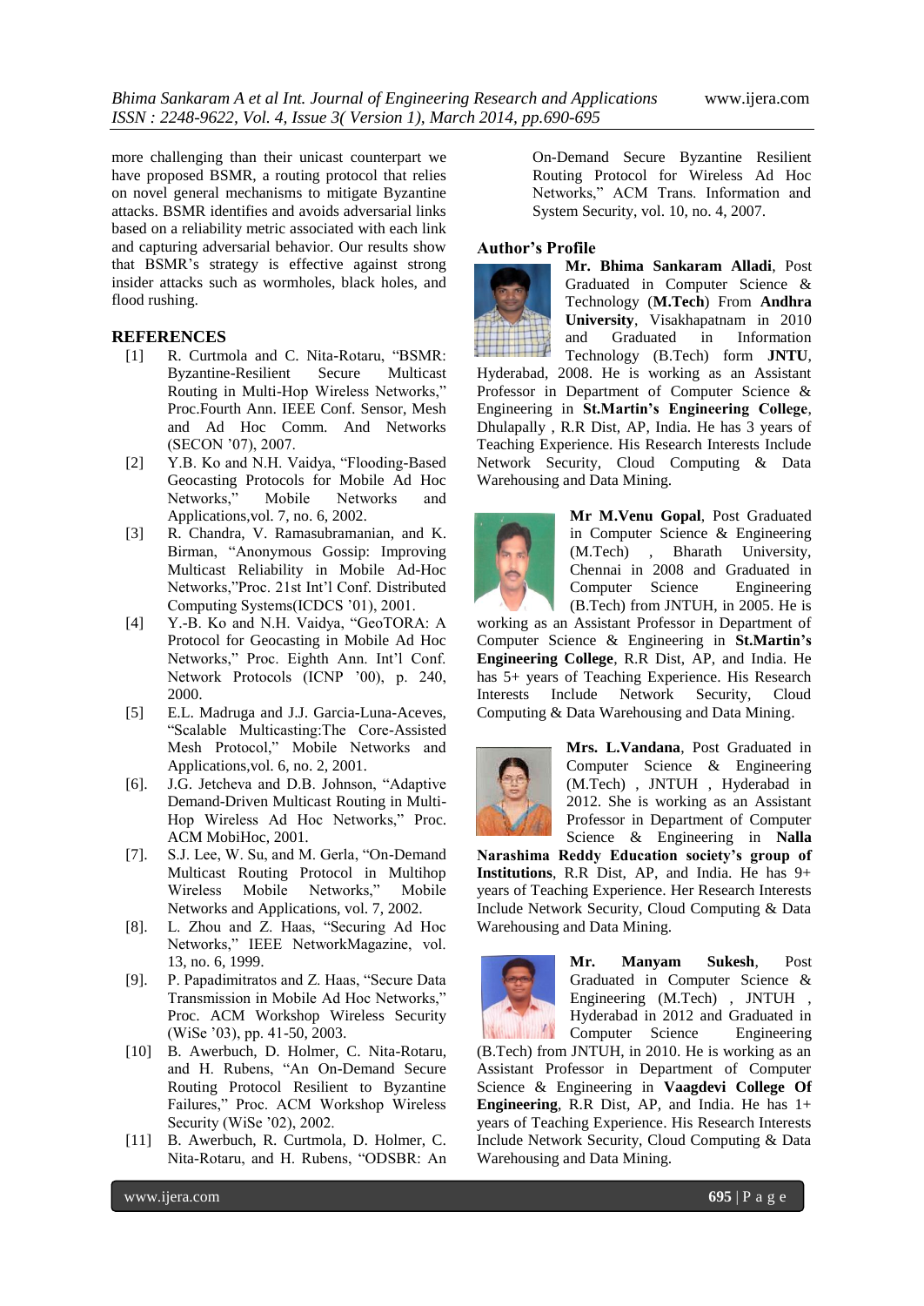more challenging than their unicast counterpart we have proposed BSMR, a routing protocol that relies on novel general mechanisms to mitigate Byzantine attacks. BSMR identifies and avoids adversarial links based on a reliability metric associated with each link and capturing adversarial behavior. Our results show that BSMR's strategy is effective against strong insider attacks such as wormholes, black holes, and flood rushing.

## REFERENCES

- [1] R. Curtmola and C. Nita-Rotaru, "BSMR: Byzantine-Resilient Secure Multicast Routing in Multi-Hop Wireless Networks," Proc.Fourth Ann. IEEE Conf. Sensor, Mesh and Ad Hoc Comm. And Networks (SECON '07), 2007.
- [2] Y.B. Ko and N.H. Vaidya, "Flooding-Based Geocasting Protocols for Mobile Ad Hoc Networks," Mobile Networks and Applications,vol. 7, no. 6, 2002.
- [3] R. Chandra, V. Ramasubramanian, and K. Birman, "Anonymous Gossip: Improving Multicast Reliability in Mobile Ad-Hoc Networks,"Proc. 21st Int'l Conf. Distributed Computing Systems(ICDCS '01), 2001.
- [4] Y.-B. Ko and N.H. Vaidya, "GeoTORA: A Protocol for Geocasting in Mobile Ad Hoc Networks," Proc. Eighth Ann. Int'l Conf. Network Protocols (ICNP '00), p. 240, 2000.
- [5] E.L. Madruga and J.J. Garcia-Luna-Aceves, "Scalable Multicasting:The Core-Assisted Mesh Protocol," Mobile Networks and Applications,vol. 6, no. 2, 2001.
- [6]. J.G. Jetcheva and D.B. Johnson, "Adaptive Demand-Driven Multicast Routing in Multi-Hop Wireless Ad Hoc Networks," Proc. ACM MobiHoc, 2001.
- [7]. S.J. Lee, W. Su, and M. Gerla, "On-Demand Multicast Routing Protocol in Multihop Wireless Mobile Networks," Mobile Networks and Applications, vol. 7, 2002.
- [8]. L. Zhou and Z. Haas, "Securing Ad Hoc Networks," IEEE NetworkMagazine, vol. 13, no. 6, 1999.
- [9]. P. Papadimitratos and Z. Haas, "Secure Data Transmission in Mobile Ad Hoc Networks," Proc. ACM Workshop Wireless Security (WiSe '03), pp. 41-50, 2003.
- [10] B. Awerbuch, D. Holmer, C. Nita-Rotaru, and H. Rubens, "An On-Demand Secure Routing Protocol Resilient to Byzantine Failures," Proc. ACM Workshop Wireless Security (WiSe '02), 2002.
- [11] B. Awerbuch, R. Curtmola, D. Holmer, C. Nita-Rotaru, and H. Rubens, "ODSBR: An On-Demand Secure Byzantine Resilient Routing Protocol for Wireless Ad Hoc Networks," ACM Trans. Information and System Security, vol. 10, no. 4, 2007.

## Author's Profile

**Mr. Bhima Sankaram Alladi**, Post Graduated in Computer Science & Technology (**M.Tech**) From **Andhra University**, Visakhapatnam in 2010 and Graduated in Information Technology (B.Tech) form **JNTU**, Hyderabad, 2008. He is working as an Assistant Professor in Department of Computer Science & Engineering in **St.Martin's Engineering College**, Dhulapally , R.R Dist, AP, India. He has 3 years of Teaching Experience. His Research Interests Include Network Security, Cloud Computing & Data Warehousing and Data Mining.

**Mr M.Venu Gopal**, Post Graduated in Computer Science & Engineering (M.Tech) , Bharath University, Chennai in 2008 and Graduated in Computer Science Engineering (B.Tech) from JNTUH, in 2005. He is working as an Assistant Professor in Department of Computer Science & Engineering in **St.Martin's Engineering College**, R.R Dist, AP, and India. He has 5+ years of Teaching Experience. His Research Interests Include Network Security, Cloud Computing & Data Warehousing and Data Mining.

**Mrs. L.Vandana**, Post Graduated in Computer Science & Engineering (M.Tech) , JNTUH , Hyderabad in 2012. She is working as an Assistant Professor in Department of Computer Science & Engineering in **Nalla Narashima Reddy Education society's group of Institutions**, R.R Dist, AP, and India. He has 9+ years of Teaching Experience. Her Research Interests Include Network Security, Cloud Computing & Data Warehousing and Data Mining.

**Mr. Manyam Sukesh**, Post Graduated in Computer Science & Engineering (M.Tech) , JNTUH , Hyderabad in 2012 and Graduated in Computer Science Engineering (B.Tech) from JNTUH, in 2010. He is working as an Assistant Professor in Department of Computer Science & Engineering in **Vaagdevi College Of Engineering**, R.R Dist, AP, and India. He has 1+ years of Teaching Experience. His Research Interests Include Network Security, Cloud Computing & Data Warehousing and Data Mining.